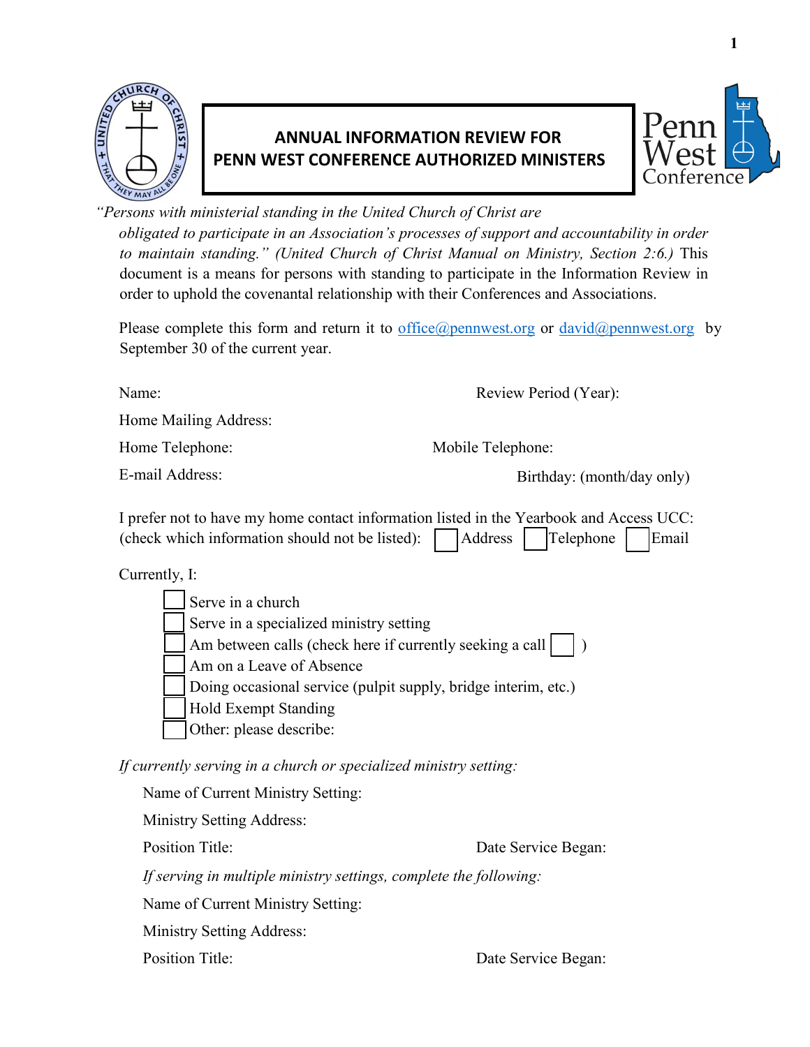# ANNUAL INFORMATION REVIEW FOR PENN WEST CONFERENCE AUTHORIZED MINISTERS

*"Persons with ministerial standing in the United Church of Christ are obligated to participate in an Association's processes of support and accountability in order to maintain standing." (United Church of Christ Manual on Ministry, Section 2:6.)* This document is a means for persons with standing to participate in the Information Review in order to uphold the covenantal relationship with their Conferences and Associations.

Please complete this form and return it to office@pennwest.org or david@pennwest.org by September 30 of the current year.

Name: Review Period (Year):

Home Mailing Address:

Home Telephone: Mobile Telephone:

E-mail Address: Birthday: (month/day only)

I prefer not to have my home contact information listed in the Yearbook and Access UCC: (check which information should not be listed): ☐ Address ☐ Telephone ☐ Email

Currently, I:

- ☐ Serve in a church
- ☐ Serve in a specialized ministry setting
- ☐ Am between calls (check here if currently seeking a call ☐ )
- ☐ Am on a Leave of Absence
- ☐ Doing occasional service (pulpit supply, bridge interim, etc.)
- ☐ Hold Exempt Standing
- ☐ Other: please describe:

*If currently serving in a church or specialized ministry setting:*

Name of Current Ministry Setting:

Ministry Setting Address:

Position Title: Date Service Began:

*If serving in multiple ministry settings, complete the following:*

Name of Current Ministry Setting:

Ministry Setting Address:

Position Title: Date Service Began: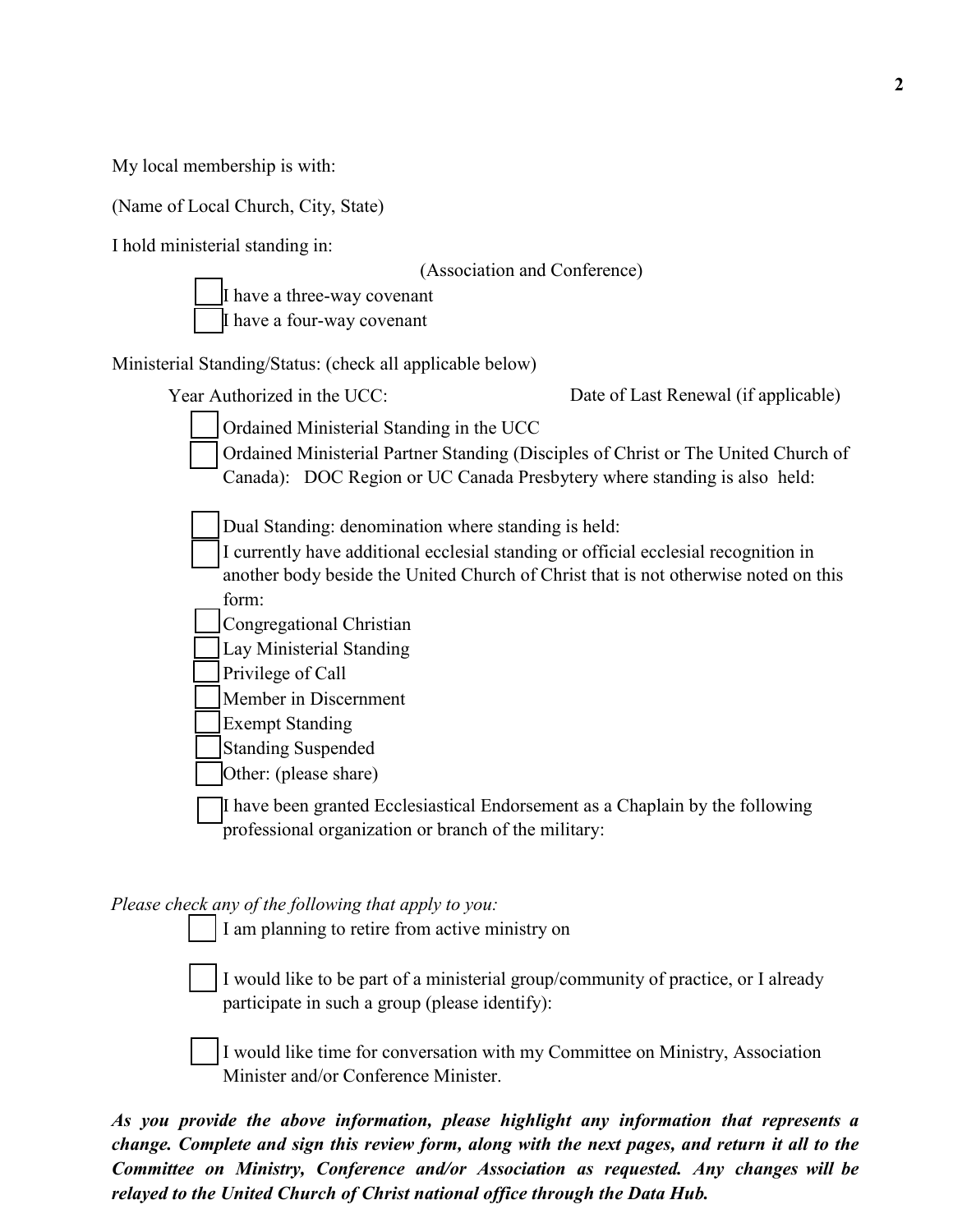My local membership is with:

(Name of Local Church, City, State)

I hold ministerial standing in:

(Association and Conference)

- [ ] I have a three-way covenant
- [ ] I have a four-way covenant

Ministerial Standing/Status: (check all applicable below)

Year Authorized in the UCC: Date of Last Renewal (if applicable)

- [ ] Ordained Ministerial Standing in the UCC
- [ ] Ordained Ministerial Partner Standing (Disciples of Christ or The United Church of Canada): DOC Region or UC Canada Presbytery where standing is also held:
- [ ] Dual Standing: denomination where standing is held:
- [ ] I currently have additional ecclesial standing or official ecclesial recognition in another body beside the United Church of Christ that is not otherwise noted on this form:
- [ ] Congregational Christian
- [ ] Lay Ministerial Standing
- [ ] Privilege of Call
- [ ] Member in Discernment
- [ ] Exempt Standing
- [ ] Standing Suspended
- [ ] Other: (please share)
- [ ] I have been granted Ecclesiastical Endorsement as a Chaplain by the following professional organization or branch of the military:

*Please check any of the following that apply to you:*

- [ ] I am planning to retire from active ministry on
- [ ] I would like to be part of a ministerial group/community of practice, or I already participate in such a group (please identify):
- [ ] I would like time for conversation with my Committee on Ministry, Association Minister and/or Conference Minister.

***As you provide the above information, please highlight any information that represents a change. Complete and sign this review form, along with the next pages, and return it all to the Committee on Ministry, Conference and/or Association as requested. Any changes will be relayed to the United Church of Christ national office through the Data Hub.***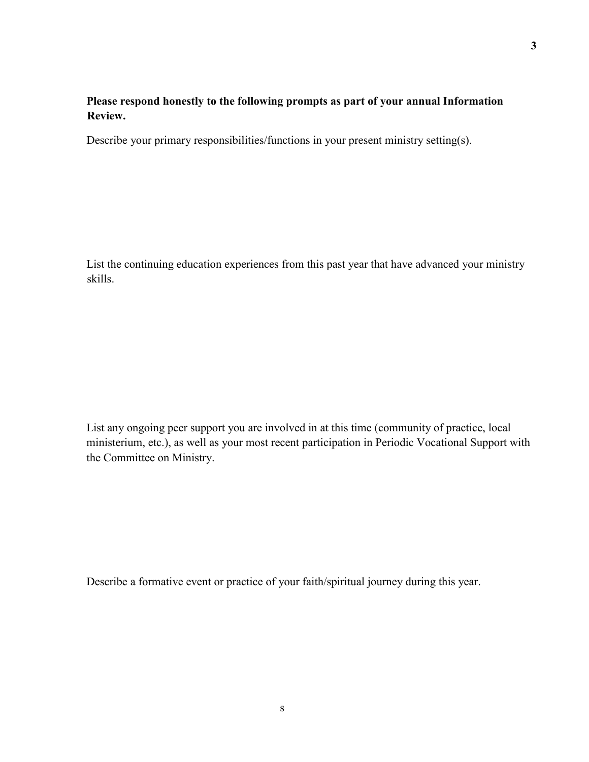**Please respond honestly to the following prompts as part of your annual Information Review.**

Describe your primary responsibilities/functions in your present ministry setting(s).

List the continuing education experiences from this past year that have advanced your ministry skills.

List any ongoing peer support you are involved in at this time (community of practice, local ministerium, etc.), as well as your most recent participation in Periodic Vocational Support with the Committee on Ministry.

Describe a formative event or practice of your faith/spiritual journey during this year.

s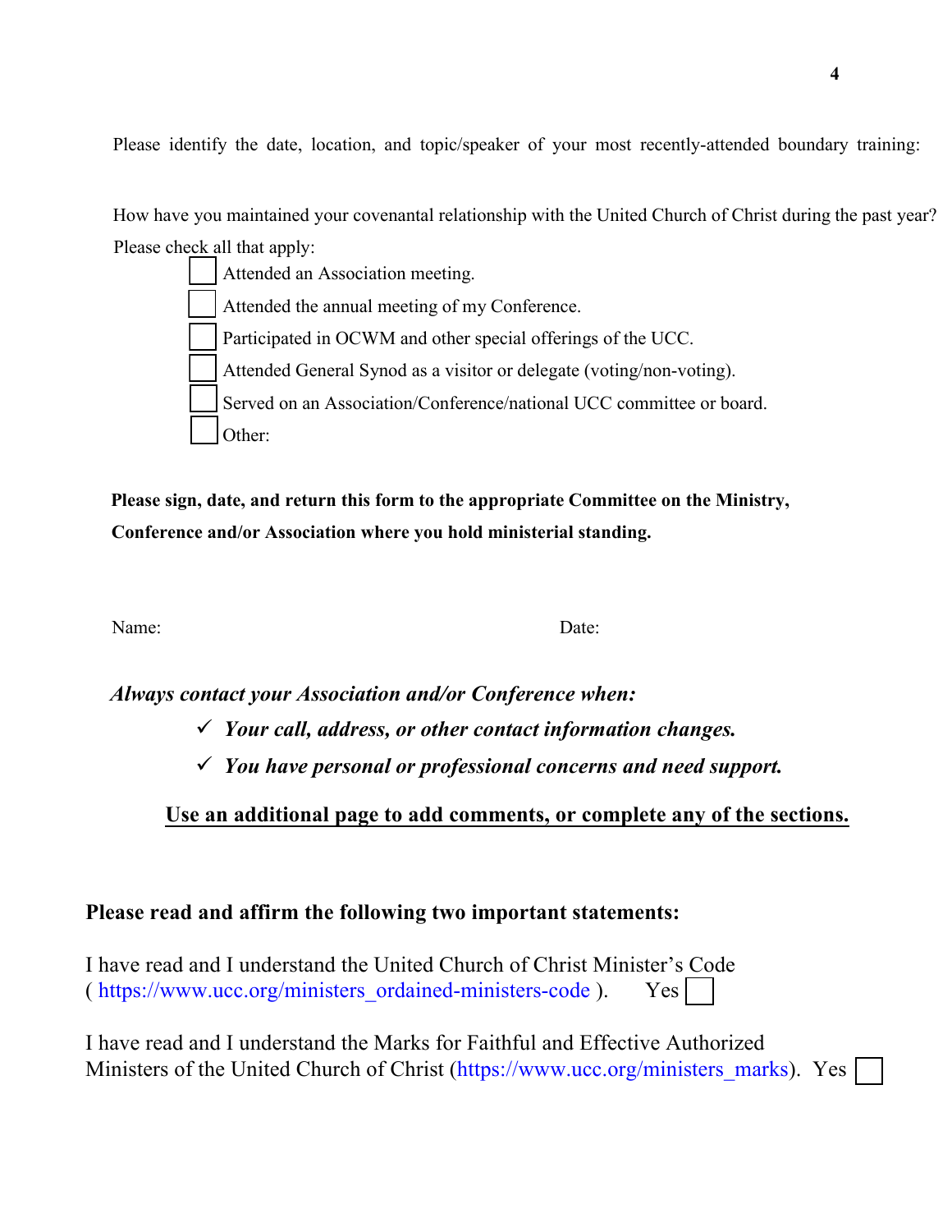Please identify the date, location, and topic/speaker of your most recently-attended boundary training:

How have you maintained your covenantal relationship with the United Church of Christ during the past year?
Please check all that apply:

- ☐ Attended an Association meeting.
- ☐ Attended the annual meeting of my Conference.
- ☐ Participated in OCWM and other special offerings of the UCC.
- ☐ Attended General Synod as a visitor or delegate (voting/non-voting).
- ☐ Served on an Association/Conference/national UCC committee or board.
- ☐ Other:

**Please sign, date, and return this form to the appropriate Committee on the Ministry, Conference and/or Association where you hold ministerial standing.**

Name: Date:

***Always contact your Association and/or Conference when:***

- ✓ ***Your call, address, or other contact information changes.***
- ✓ ***You have personal or professional concerns and need support.***

<u>**Use an additional page to add comments, or complete any of the sections.**</u>

**Please read and affirm the following two important statements:**

I have read and I understand the United Church of Christ Minister's Code ( https://www.ucc.org/ministers_ordained-ministers-code ). Yes ☐

I have read and I understand the Marks for Faithful and Effective Authorized Ministers of the United Church of Christ (https://www.ucc.org/ministers_marks). Yes ☐